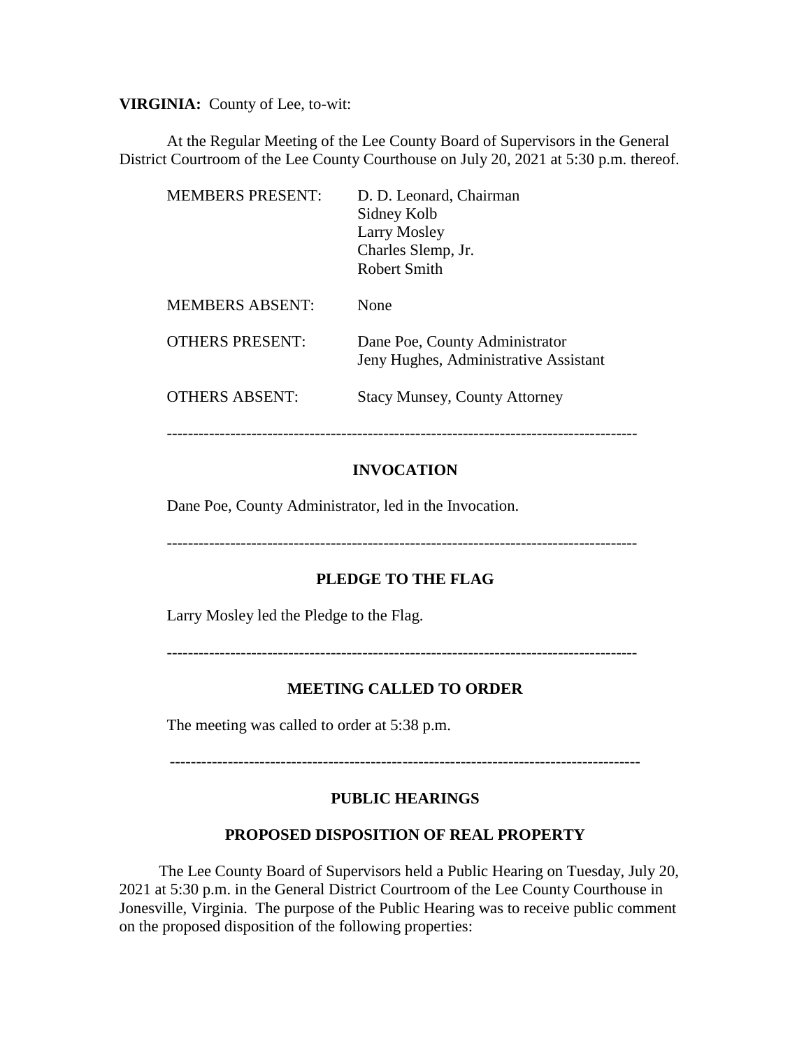**VIRGINIA:** County of Lee, to-wit:

At the Regular Meeting of the Lee County Board of Supervisors in the General District Courtroom of the Lee County Courthouse on July 20, 2021 at 5:30 p.m. thereof.

| | |
|---|---|
| MEMBERS PRESENT: | D. D. Leonard, Chairman<br>Sidney Kolb<br>Larry Mosley<br>Charles Slemp, Jr.<br>Robert Smith |
| MEMBERS ABSENT: | None |
| OTHERS PRESENT: | Dane Poe, County Administrator<br>Jeny Hughes, Administrative Assistant |
| OTHERS ABSENT: | Stacy Munsey, County Attorney |

---

**INVOCATION**

Dane Poe, County Administrator, led in the Invocation.

---

**PLEDGE TO THE FLAG**

Larry Mosley led the Pledge to the Flag.

---

**MEETING CALLED TO ORDER**

The meeting was called to order at 5:38 p.m.

---

**PUBLIC HEARINGS**

**PROPOSED DISPOSITION OF REAL PROPERTY**

The Lee County Board of Supervisors held a Public Hearing on Tuesday, July 20, 2021 at 5:30 p.m. in the General District Courtroom of the Lee County Courthouse in Jonesville, Virginia. The purpose of the Public Hearing was to receive public comment on the proposed disposition of the following properties: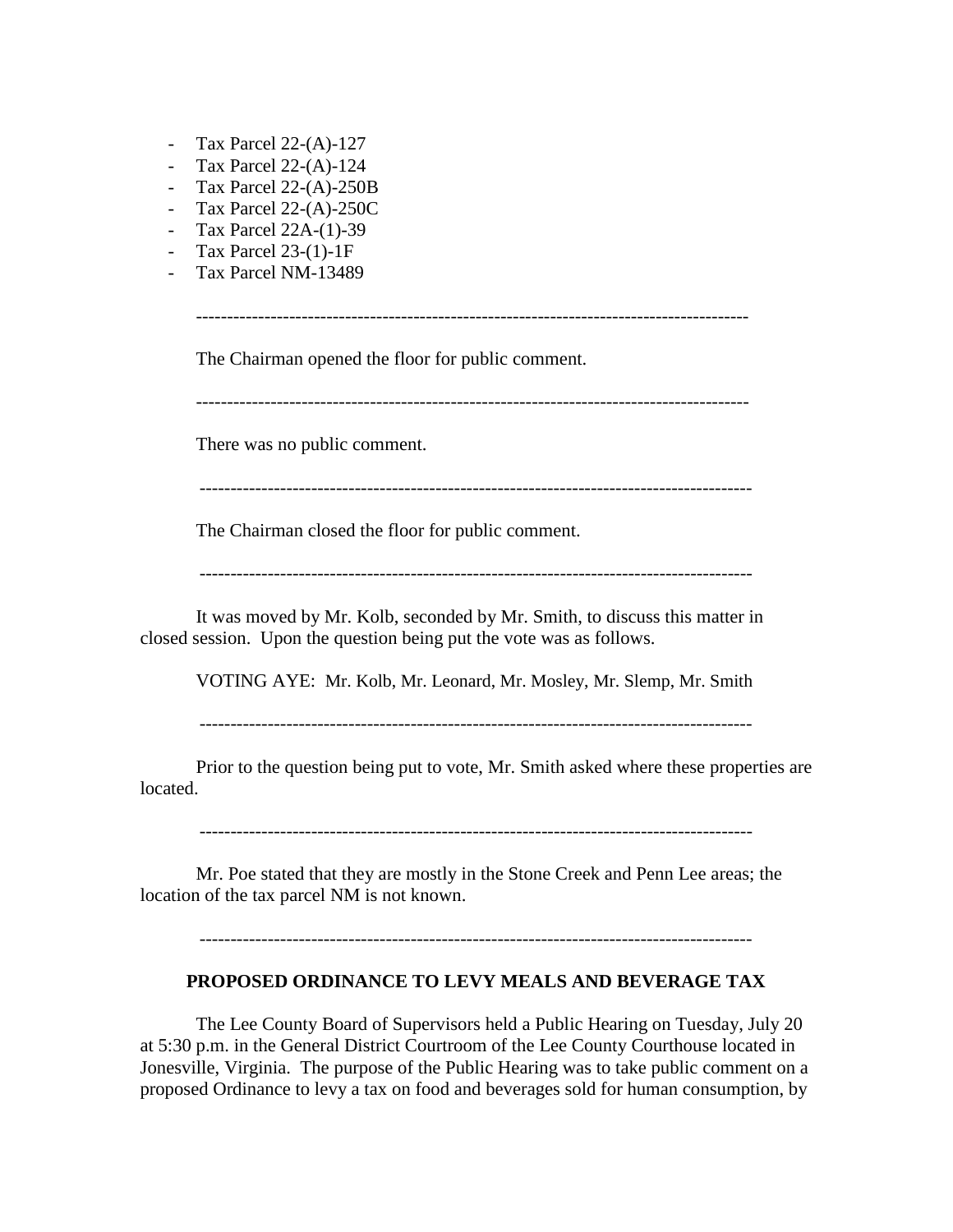- Tax Parcel 22-(A)-127
- Tax Parcel 22-(A)-124
- Tax Parcel 22-(A)-250B
- Tax Parcel 22-(A)-250C
- Tax Parcel 22A-(1)-39
- Tax Parcel 23-(1)-1F
- Tax Parcel NM-13489

---

The Chairman opened the floor for public comment.

---

There was no public comment.

---

The Chairman closed the floor for public comment.

---

It was moved by Mr. Kolb, seconded by Mr. Smith, to discuss this matter in closed session. Upon the question being put the vote was as follows.

VOTING AYE: Mr. Kolb, Mr. Leonard, Mr. Mosley, Mr. Slemp, Mr. Smith

---

Prior to the question being put to vote, Mr. Smith asked where these properties are located.

---

Mr. Poe stated that they are mostly in the Stone Creek and Penn Lee areas; the location of the tax parcel NM is not known.

---

**PROPOSED ORDINANCE TO LEVY MEALS AND BEVERAGE TAX**

The Lee County Board of Supervisors held a Public Hearing on Tuesday, July 20 at 5:30 p.m. in the General District Courtroom of the Lee County Courthouse located in Jonesville, Virginia. The purpose of the Public Hearing was to take public comment on a proposed Ordinance to levy a tax on food and beverages sold for human consumption, by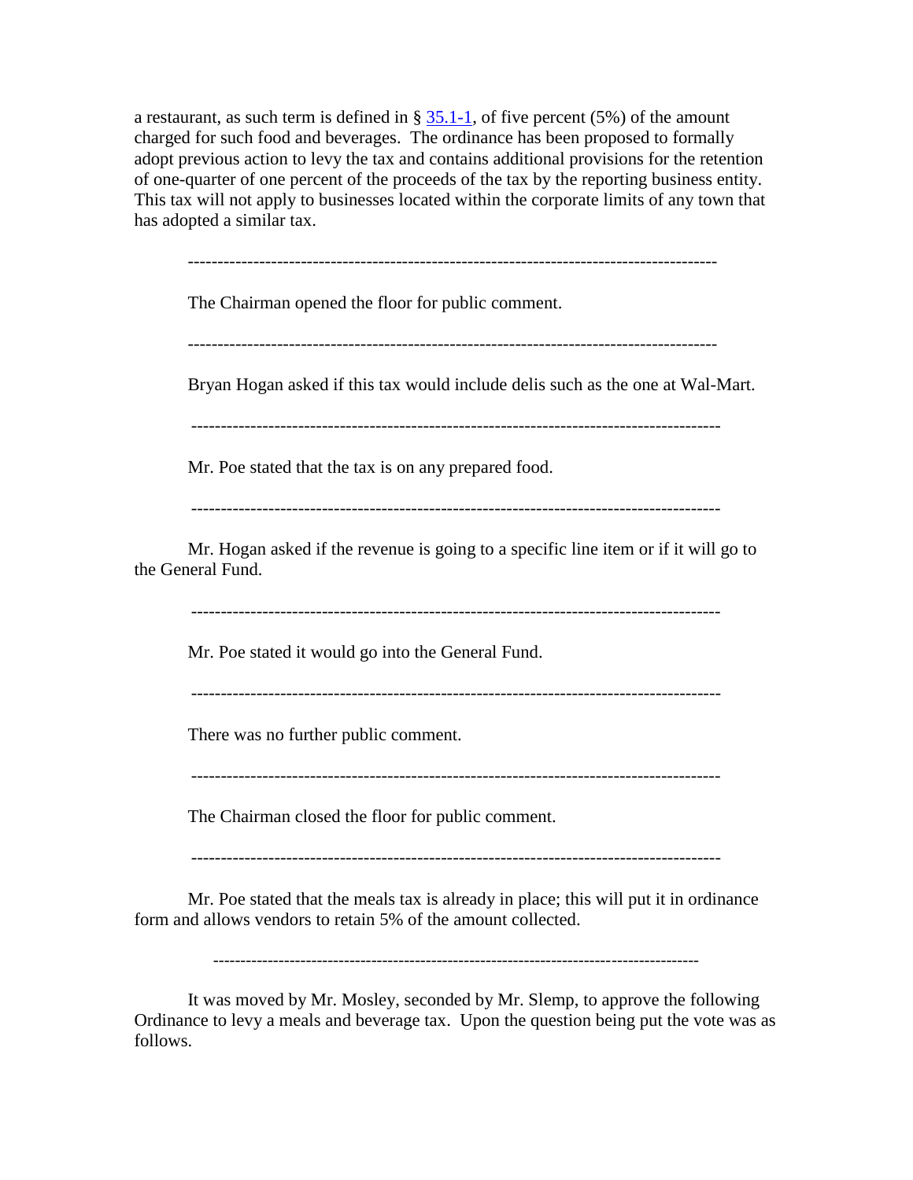a restaurant, as such term is defined in § 35.1-1, of five percent (5%) of the amount charged for such food and beverages. The ordinance has been proposed to formally adopt previous action to levy the tax and contains additional provisions for the retention of one-quarter of one percent of the proceeds of the tax by the reporting business entity. This tax will not apply to businesses located within the corporate limits of any town that has adopted a similar tax.

---

The Chairman opened the floor for public comment.

---

Bryan Hogan asked if this tax would include delis such as the one at Wal-Mart.

---

Mr. Poe stated that the tax is on any prepared food.

---

Mr. Hogan asked if the revenue is going to a specific line item or if it will go to the General Fund.

---

Mr. Poe stated it would go into the General Fund.

---

There was no further public comment.

---

The Chairman closed the floor for public comment.

---

Mr. Poe stated that the meals tax is already in place; this will put it in ordinance form and allows vendors to retain 5% of the amount collected.

---

It was moved by Mr. Mosley, seconded by Mr. Slemp, to approve the following Ordinance to levy a meals and beverage tax. Upon the question being put the vote was as follows.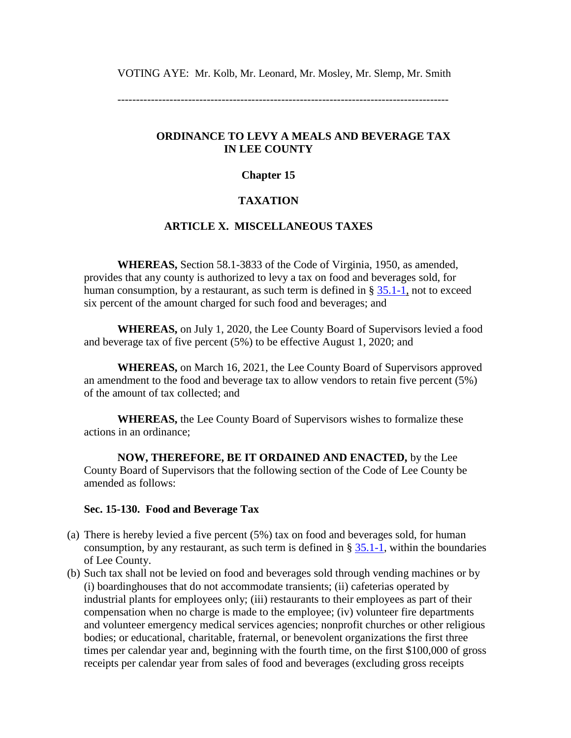VOTING AYE: Mr. Kolb, Mr. Leonard, Mr. Mosley, Mr. Slemp, Mr. Smith

---

## ORDINANCE TO LEVY A MEALS AND BEVERAGE TAX IN LEE COUNTY

### Chapter 15

### TAXATION

### ARTICLE X. MISCELLANEOUS TAXES

**WHEREAS,** Section 58.1-3833 of the Code of Virginia, 1950, as amended, provides that any county is authorized to levy a tax on food and beverages sold, for human consumption, by a restaurant, as such term is defined in § 35.1-1, not to exceed six percent of the amount charged for such food and beverages; and

**WHEREAS,** on July 1, 2020, the Lee County Board of Supervisors levied a food and beverage tax of five percent (5%) to be effective August 1, 2020; and

**WHEREAS,** on March 16, 2021, the Lee County Board of Supervisors approved an amendment to the food and beverage tax to allow vendors to retain five percent (5%) of the amount of tax collected; and

**WHEREAS,** the Lee County Board of Supervisors wishes to formalize these actions in an ordinance;

**NOW, THEREFORE, BE IT ORDAINED AND ENACTED,** by the Lee County Board of Supervisors that the following section of the Code of Lee County be amended as follows:

**Sec. 15-130. Food and Beverage Tax**

(a) There is hereby levied a five percent (5%) tax on food and beverages sold, for human consumption, by any restaurant, as such term is defined in § 35.1-1, within the boundaries of Lee County.

(b) Such tax shall not be levied on food and beverages sold through vending machines or by (i) boardinghouses that do not accommodate transients; (ii) cafeterias operated by industrial plants for employees only; (iii) restaurants to their employees as part of their compensation when no charge is made to the employee; (iv) volunteer fire departments and volunteer emergency medical services agencies; nonprofit churches or other religious bodies; or educational, charitable, fraternal, or benevolent organizations the first three times per calendar year and, beginning with the fourth time, on the first $100,000 of gross receipts per calendar year from sales of food and beverages (excluding gross receipts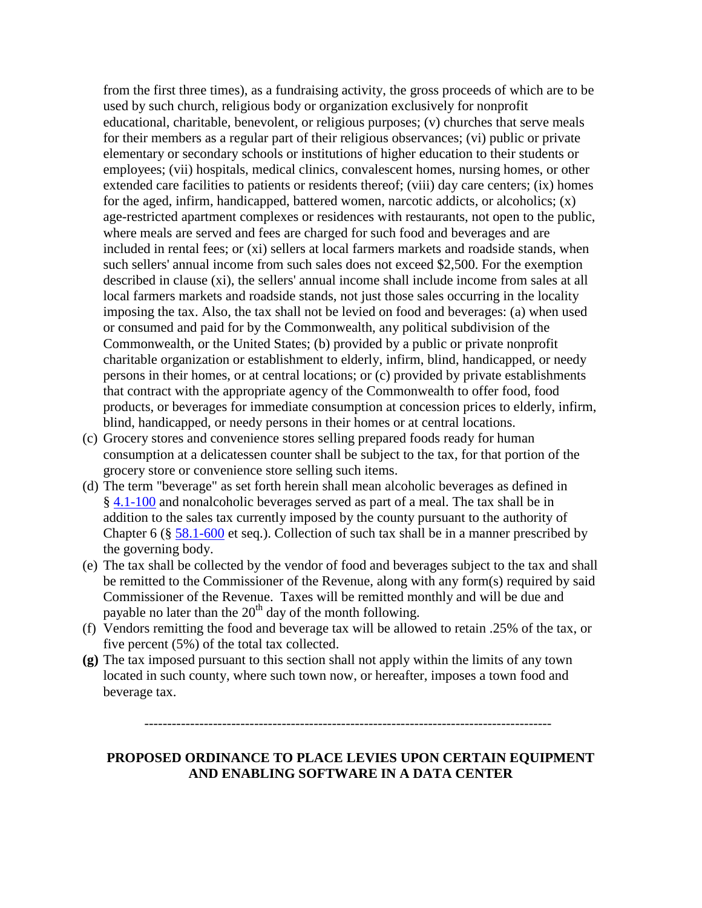from the first three times), as a fundraising activity, the gross proceeds of which are to be used by such church, religious body or organization exclusively for nonprofit educational, charitable, benevolent, or religious purposes; (v) churches that serve meals for their members as a regular part of their religious observances; (vi) public or private elementary or secondary schools or institutions of higher education to their students or employees; (vii) hospitals, medical clinics, convalescent homes, nursing homes, or other extended care facilities to patients or residents thereof; (viii) day care centers; (ix) homes for the aged, infirm, handicapped, battered women, narcotic addicts, or alcoholics; (x) age-restricted apartment complexes or residences with restaurants, not open to the public, where meals are served and fees are charged for such food and beverages and are included in rental fees; or (xi) sellers at local farmers markets and roadside stands, when such sellers' annual income from such sales does not exceed $2,500. For the exemption described in clause (xi), the sellers' annual income shall include income from sales at all local farmers markets and roadside stands, not just those sales occurring in the locality imposing the tax. Also, the tax shall not be levied on food and beverages: (a) when used or consumed and paid for by the Commonwealth, any political subdivision of the Commonwealth, or the United States; (b) provided by a public or private nonprofit charitable organization or establishment to elderly, infirm, blind, handicapped, or needy persons in their homes, or at central locations; or (c) provided by private establishments that contract with the appropriate agency of the Commonwealth to offer food, food products, or beverages for immediate consumption at concession prices to elderly, infirm, blind, handicapped, or needy persons in their homes or at central locations.

(c) Grocery stores and convenience stores selling prepared foods ready for human consumption at a delicatessen counter shall be subject to the tax, for that portion of the grocery store or convenience store selling such items.

(d) The term "beverage" as set forth herein shall mean alcoholic beverages as defined in § 4.1-100 and nonalcoholic beverages served as part of a meal. The tax shall be in addition to the sales tax currently imposed by the county pursuant to the authority of Chapter 6 (§ 58.1-600 et seq.). Collection of such tax shall be in a manner prescribed by the governing body.

(e) The tax shall be collected by the vendor of food and beverages subject to the tax and shall be remitted to the Commissioner of the Revenue, along with any form(s) required by said Commissioner of the Revenue. Taxes will be remitted monthly and will be due and payable no later than the 20th day of the month following.

(f) Vendors remitting the food and beverage tax will be allowed to retain .25% of the tax, or five percent (5%) of the total tax collected.

**(g)** The tax imposed pursuant to this section shall not apply within the limits of any town located in such county, where such town now, or hereafter, imposes a town food and beverage tax.

---

**PROPOSED ORDINANCE TO PLACE LEVIES UPON CERTAIN EQUIPMENT AND ENABLING SOFTWARE IN A DATA CENTER**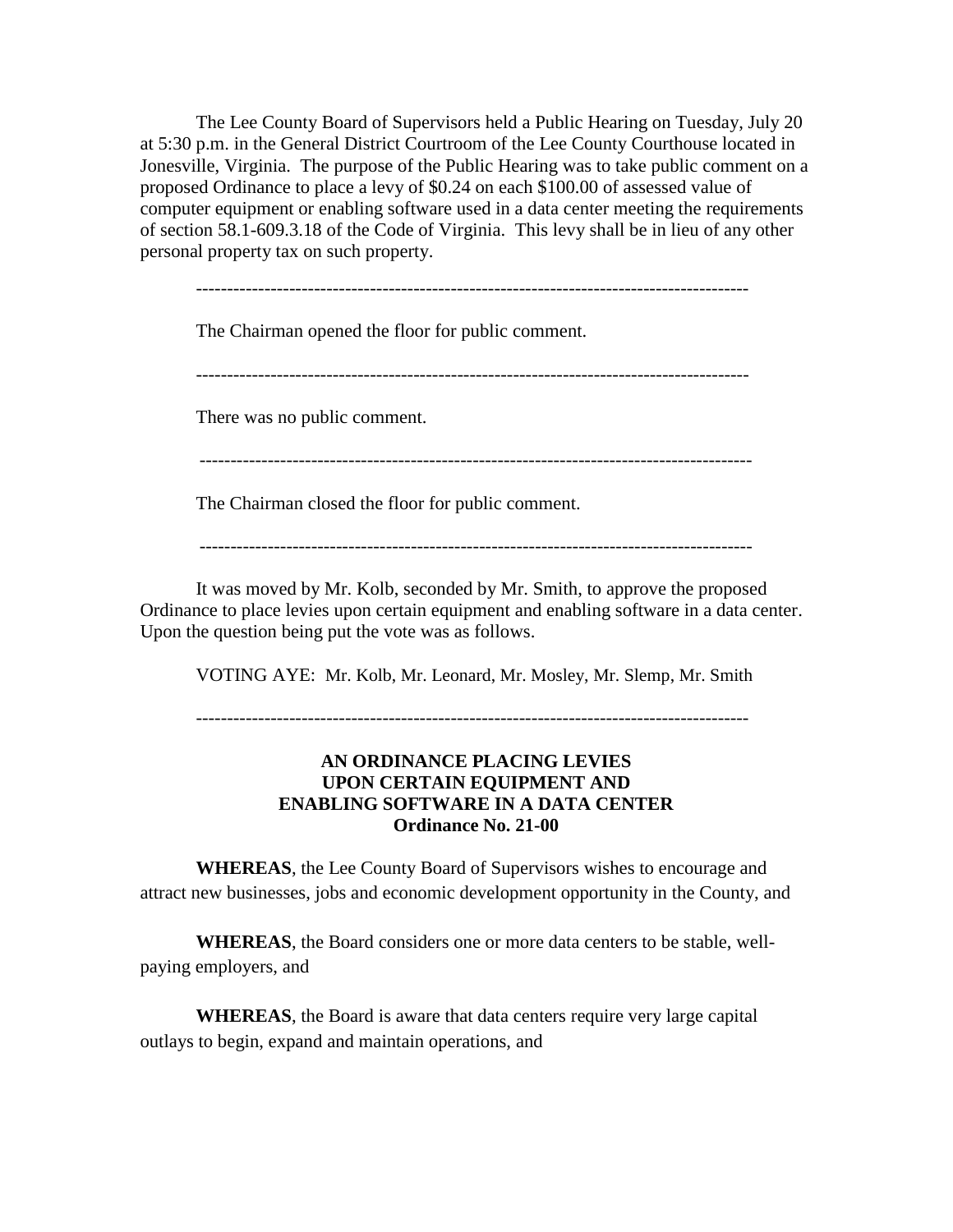The Lee County Board of Supervisors held a Public Hearing on Tuesday, July 20 at 5:30 p.m. in the General District Courtroom of the Lee County Courthouse located in Jonesville, Virginia. The purpose of the Public Hearing was to take public comment on a proposed Ordinance to place a levy of $0.24 on each $100.00 of assessed value of computer equipment or enabling software used in a data center meeting the requirements of section 58.1-609.3.18 of the Code of Virginia. This levy shall be in lieu of any other personal property tax on such property.

-----------------------------------------------------------------------------------------

The Chairman opened the floor for public comment.

-----------------------------------------------------------------------------------------

There was no public comment.

-----------------------------------------------------------------------------------------

The Chairman closed the floor for public comment.

-----------------------------------------------------------------------------------------

It was moved by Mr. Kolb, seconded by Mr. Smith, to approve the proposed Ordinance to place levies upon certain equipment and enabling software in a data center. Upon the question being put the vote was as follows.

VOTING AYE: Mr. Kolb, Mr. Leonard, Mr. Mosley, Mr. Slemp, Mr. Smith

-----------------------------------------------------------------------------------------

**AN ORDINANCE PLACING LEVIES UPON CERTAIN EQUIPMENT AND ENABLING SOFTWARE IN A DATA CENTER**
**Ordinance No. 21-00**

**WHEREAS**, the Lee County Board of Supervisors wishes to encourage and attract new businesses, jobs and economic development opportunity in the County, and

**WHEREAS**, the Board considers one or more data centers to be stable, well-paying employers, and

**WHEREAS**, the Board is aware that data centers require very large capital outlays to begin, expand and maintain operations, and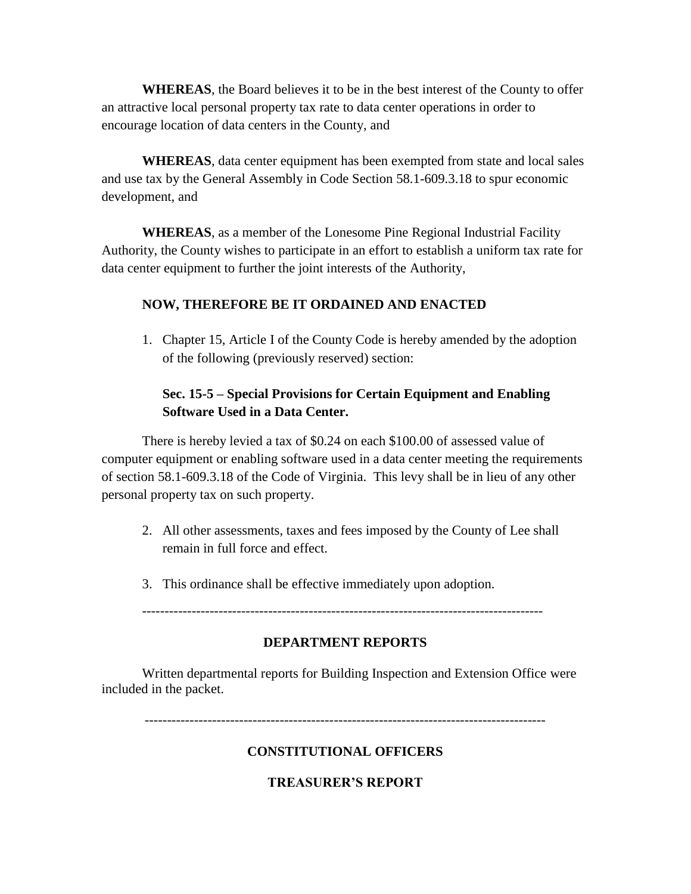**WHEREAS**, the Board believes it to be in the best interest of the County to offer an attractive local personal property tax rate to data center operations in order to encourage location of data centers in the County, and

**WHEREAS**, data center equipment has been exempted from state and local sales and use tax by the General Assembly in Code Section 58.1-609.3.18 to spur economic development, and

**WHEREAS**, as a member of the Lonesome Pine Regional Industrial Facility Authority, the County wishes to participate in an effort to establish a uniform tax rate for data center equipment to further the joint interests of the Authority,

**NOW, THEREFORE BE IT ORDAINED AND ENACTED**

1. Chapter 15, Article I of the County Code is hereby amended by the adoption of the following (previously reserved) section:

**Sec. 15-5 – Special Provisions for Certain Equipment and Enabling Software Used in a Data Center.**

There is hereby levied a tax of $0.24 on each $100.00 of assessed value of computer equipment or enabling software used in a data center meeting the requirements of section 58.1-609.3.18 of the Code of Virginia. This levy shall be in lieu of any other personal property tax on such property.

2. All other assessments, taxes and fees imposed by the County of Lee shall remain in full force and effect.

3. This ordinance shall be effective immediately upon adoption.

---

## DEPARTMENT REPORTS

Written departmental reports for Building Inspection and Extension Office were included in the packet.

---

## CONSTITUTIONAL OFFICERS

### TREASURER'S REPORT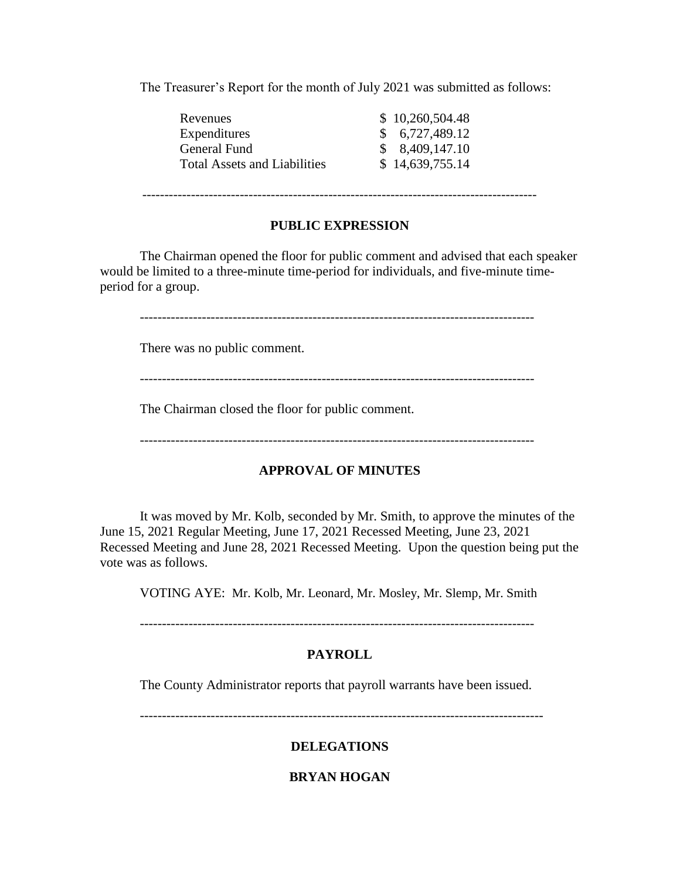The Treasurer's Report for the month of July 2021 was submitted as follows:

| | |
|---|---|
| Revenues | $ 10,260,504.48 |
| Expenditures | $ 6,727,489.12 |
| General Fund | $ 8,409,147.10 |
| Total Assets and Liabilities | $ 14,639,755.14 |

---

## PUBLIC EXPRESSION

The Chairman opened the floor for public comment and advised that each speaker would be limited to a three-minute time-period for individuals, and five-minute time-period for a group.

---

There was no public comment.

---

The Chairman closed the floor for public comment.

---

## APPROVAL OF MINUTES

It was moved by Mr. Kolb, seconded by Mr. Smith, to approve the minutes of the June 15, 2021 Regular Meeting, June 17, 2021 Recessed Meeting, June 23, 2021 Recessed Meeting and June 28, 2021 Recessed Meeting. Upon the question being put the vote was as follows.

VOTING AYE: Mr. Kolb, Mr. Leonard, Mr. Mosley, Mr. Slemp, Mr. Smith

---

## PAYROLL

The County Administrator reports that payroll warrants have been issued.

---

## DELEGATIONS

### BRYAN HOGAN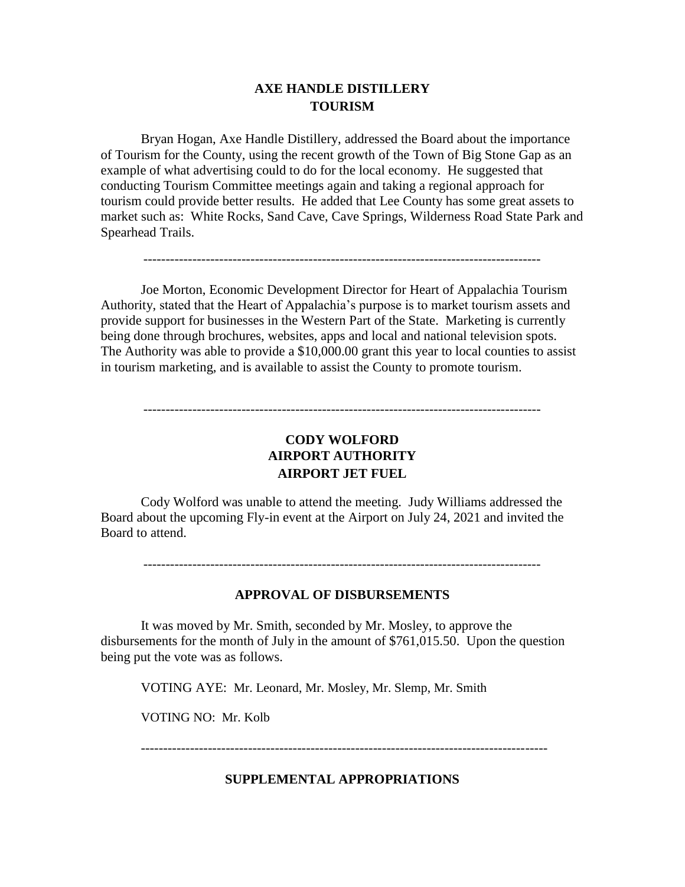## AXE HANDLE DISTILLERY
## TOURISM

Bryan Hogan, Axe Handle Distillery, addressed the Board about the importance of Tourism for the County, using the recent growth of the Town of Big Stone Gap as an example of what advertising could to do for the local economy. He suggested that conducting Tourism Committee meetings again and taking a regional approach for tourism could provide better results. He added that Lee County has some great assets to market such as: White Rocks, Sand Cave, Cave Springs, Wilderness Road State Park and Spearhead Trails.

---

Joe Morton, Economic Development Director for Heart of Appalachia Tourism Authority, stated that the Heart of Appalachia's purpose is to market tourism assets and provide support for businesses in the Western Part of the State. Marketing is currently being done through brochures, websites, apps and local and national television spots. The Authority was able to provide a $10,000.00 grant this year to local counties to assist in tourism marketing, and is available to assist the County to promote tourism.

---

## CODY WOLFORD
## AIRPORT AUTHORITY
## AIRPORT JET FUEL

Cody Wolford was unable to attend the meeting. Judy Williams addressed the Board about the upcoming Fly-in event at the Airport on July 24, 2021 and invited the Board to attend.

---

## APPROVAL OF DISBURSEMENTS

It was moved by Mr. Smith, seconded by Mr. Mosley, to approve the disbursements for the month of July in the amount of $761,015.50. Upon the question being put the vote was as follows.

VOTING AYE: Mr. Leonard, Mr. Mosley, Mr. Slemp, Mr. Smith

VOTING NO: Mr. Kolb

---

## SUPPLEMENTAL APPROPRIATIONS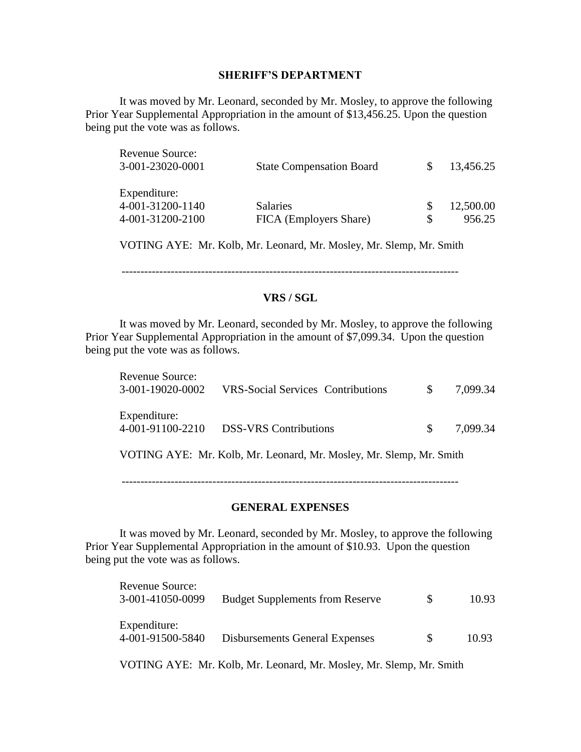## SHERIFF'S DEPARTMENT

It was moved by Mr. Leonard, seconded by Mr. Mosley, to approve the following Prior Year Supplemental Appropriation in the amount of $13,456.25. Upon the question being put the vote was as follows.

| | | | |
|---|---|---|---|
| Revenue Source: | | | |
| 3-001-23020-0001 | State Compensation Board | $ | 13,456.25 |
| | | | |
| Expenditure: | | | |
| 4-001-31200-1140 | Salaries | $ | 12,500.00 |
| 4-001-31200-2100 | FICA (Employers Share) | $ | 956.25 |

VOTING AYE: Mr. Kolb, Mr. Leonard, Mr. Mosley, Mr. Slemp, Mr. Smith

---

## VRS / SGL

It was moved by Mr. Leonard, seconded by Mr. Mosley, to approve the following Prior Year Supplemental Appropriation in the amount of $7,099.34. Upon the question being put the vote was as follows.

| | | | |
|---|---|---|---|
| Revenue Source: | | | |
| 3-001-19020-0002 | VRS-Social Services Contributions | $ | 7,099.34 |
| | | | |
| Expenditure: | | | |
| 4-001-91100-2210 | DSS-VRS Contributions | $ | 7,099.34 |

VOTING AYE: Mr. Kolb, Mr. Leonard, Mr. Mosley, Mr. Slemp, Mr. Smith

---

## GENERAL EXPENSES

It was moved by Mr. Leonard, seconded by Mr. Mosley, to approve the following Prior Year Supplemental Appropriation in the amount of $10.93. Upon the question being put the vote was as follows.

| | | | |
|---|---|---|---|
| Revenue Source: | | | |
| 3-001-41050-0099 | Budget Supplements from Reserve | $ | 10.93 |
| | | | |
| Expenditure: | | | |
| 4-001-91500-5840 | Disbursements General Expenses | $ | 10.93 |

VOTING AYE: Mr. Kolb, Mr. Leonard, Mr. Mosley, Mr. Slemp, Mr. Smith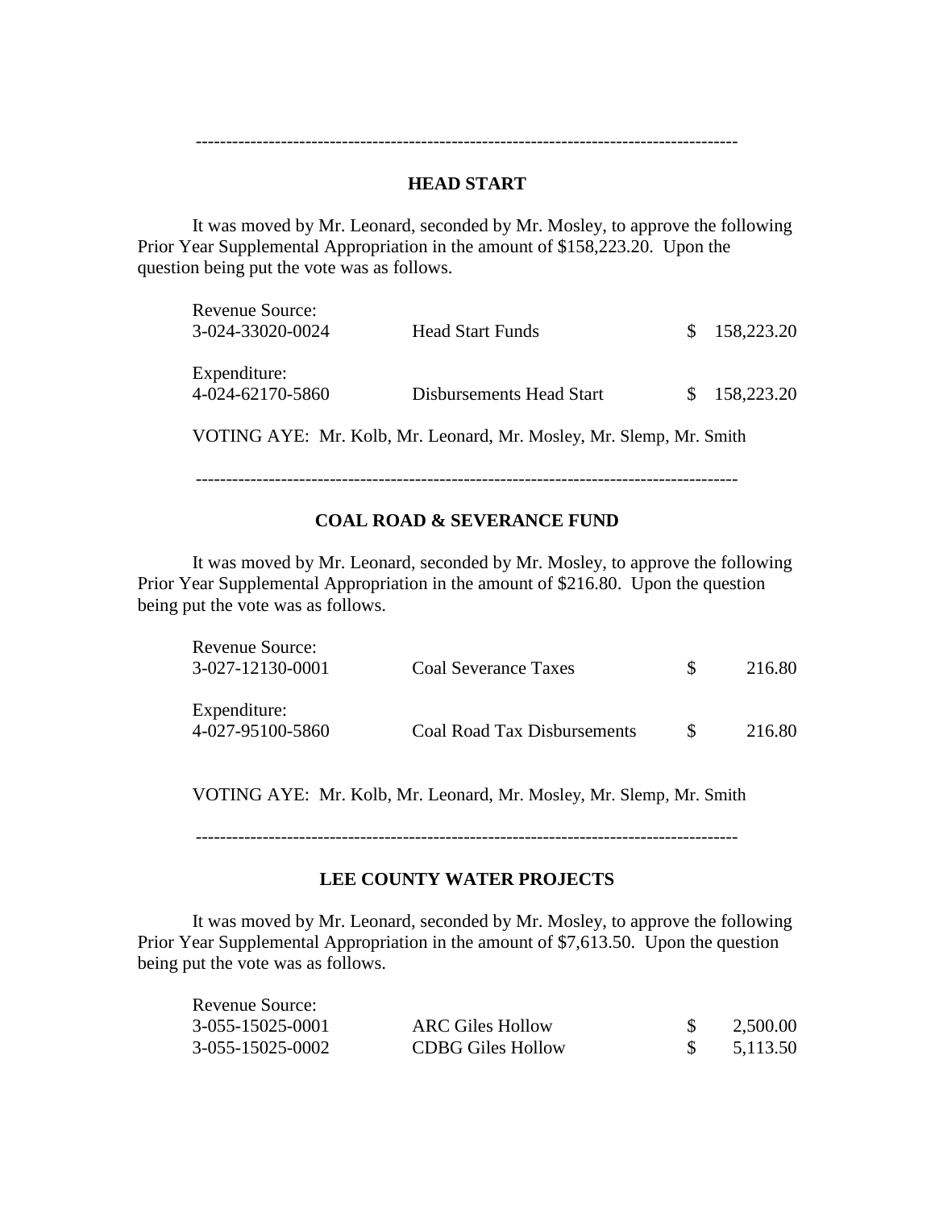---

**HEAD START**

It was moved by Mr. Leonard, seconded by Mr. Mosley, to approve the following Prior Year Supplemental Appropriation in the amount of $158,223.20. Upon the question being put the vote was as follows.

| | | | |
|---|---|---|---|
| Revenue Source: | | | |
| 3-024-33020-0024 | Head Start Funds | $ | 158,223.20 |
| Expenditure: | | | |
| 4-024-62170-5860 | Disbursements Head Start | $ | 158,223.20 |

VOTING AYE: Mr. Kolb, Mr. Leonard, Mr. Mosley, Mr. Slemp, Mr. Smith

---

**COAL ROAD & SEVERANCE FUND**

It was moved by Mr. Leonard, seconded by Mr. Mosley, to approve the following Prior Year Supplemental Appropriation in the amount of $216.80. Upon the question being put the vote was as follows.

| | | | |
|---|---|---|---|
| Revenue Source: | | | |
| 3-027-12130-0001 | Coal Severance Taxes | $ | 216.80 |
| Expenditure: | | | |
| 4-027-95100-5860 | Coal Road Tax Disbursements | $ | 216.80 |

VOTING AYE: Mr. Kolb, Mr. Leonard, Mr. Mosley, Mr. Slemp, Mr. Smith

---

**LEE COUNTY WATER PROJECTS**

It was moved by Mr. Leonard, seconded by Mr. Mosley, to approve the following Prior Year Supplemental Appropriation in the amount of $7,613.50. Upon the question being put the vote was as follows.

| | | | |
|---|---|---|---|
| Revenue Source: | | | |
| 3-055-15025-0001 | ARC Giles Hollow | $ | 2,500.00 |
| 3-055-15025-0002 | CDBG Giles Hollow | $ | 5,113.50 |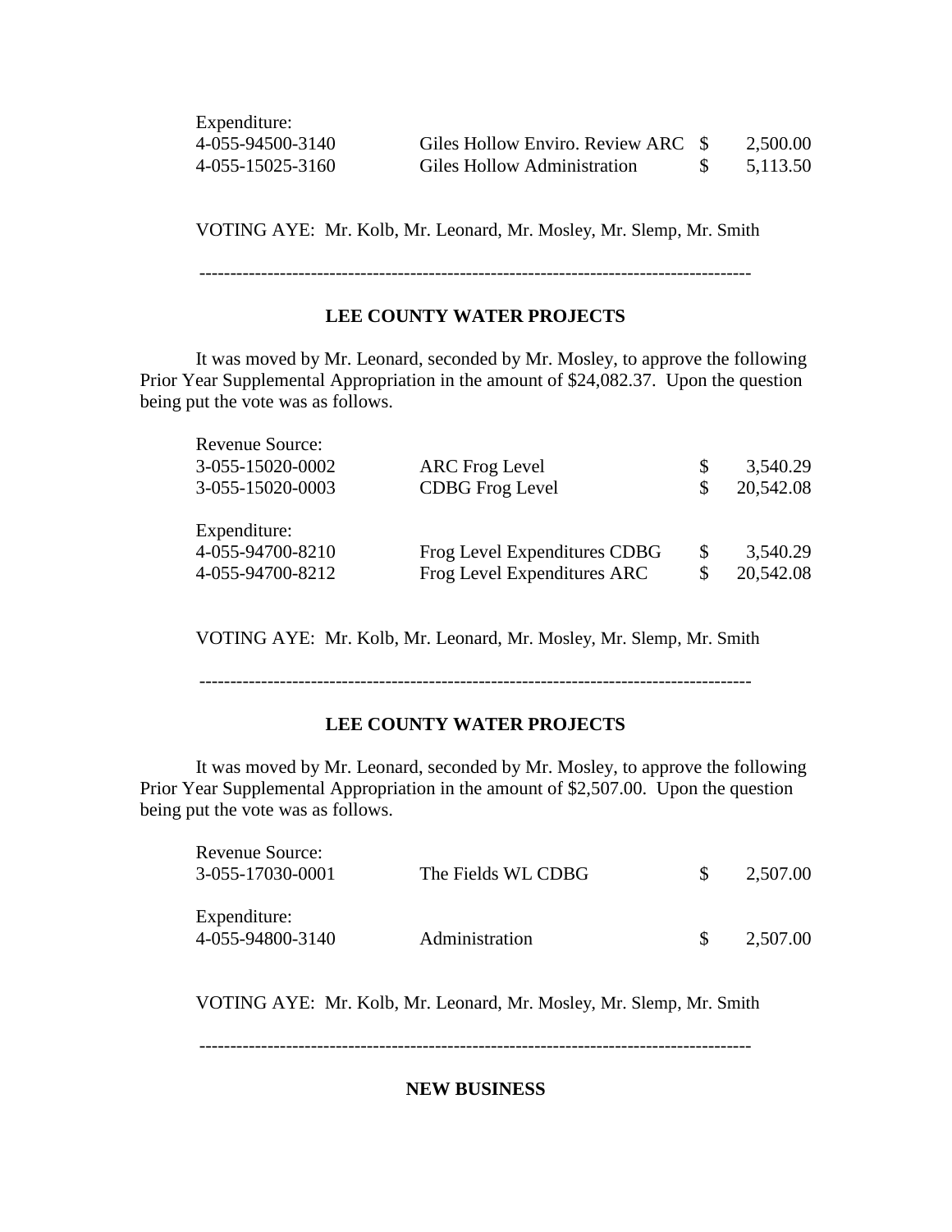Expenditure:

| | | |
|---|---|---|
| 4-055-94500-3140 | Giles Hollow Enviro. Review ARC | $ 2,500.00 |
| 4-055-15025-3160 | Giles Hollow Administration | $ 5,113.50 |

VOTING AYE: Mr. Kolb, Mr. Leonard, Mr. Mosley, Mr. Slemp, Mr. Smith

---

**LEE COUNTY WATER PROJECTS**

It was moved by Mr. Leonard, seconded by Mr. Mosley, to approve the following Prior Year Supplemental Appropriation in the amount of $24,082.37. Upon the question being put the vote was as follows.

Revenue Source:

| | | |
|---|---|---|
| 3-055-15020-0002 | ARC Frog Level | $ 3,540.29 |
| 3-055-15020-0003 | CDBG Frog Level | $ 20,542.08 |

Expenditure:

| | | |
|---|---|---|
| 4-055-94700-8210 | Frog Level Expenditures CDBG | $ 3,540.29 |
| 4-055-94700-8212 | Frog Level Expenditures ARC | $ 20,542.08 |

VOTING AYE: Mr. Kolb, Mr. Leonard, Mr. Mosley, Mr. Slemp, Mr. Smith

---

**LEE COUNTY WATER PROJECTS**

It was moved by Mr. Leonard, seconded by Mr. Mosley, to approve the following Prior Year Supplemental Appropriation in the amount of $2,507.00. Upon the question being put the vote was as follows.

Revenue Source:

| | | |
|---|---|---|
| 3-055-17030-0001 | The Fields WL CDBG | $ 2,507.00 |

Expenditure:

| | | |
|---|---|---|
| 4-055-94800-3140 | Administration | $ 2,507.00 |

VOTING AYE: Mr. Kolb, Mr. Leonard, Mr. Mosley, Mr. Slemp, Mr. Smith

---

**NEW BUSINESS**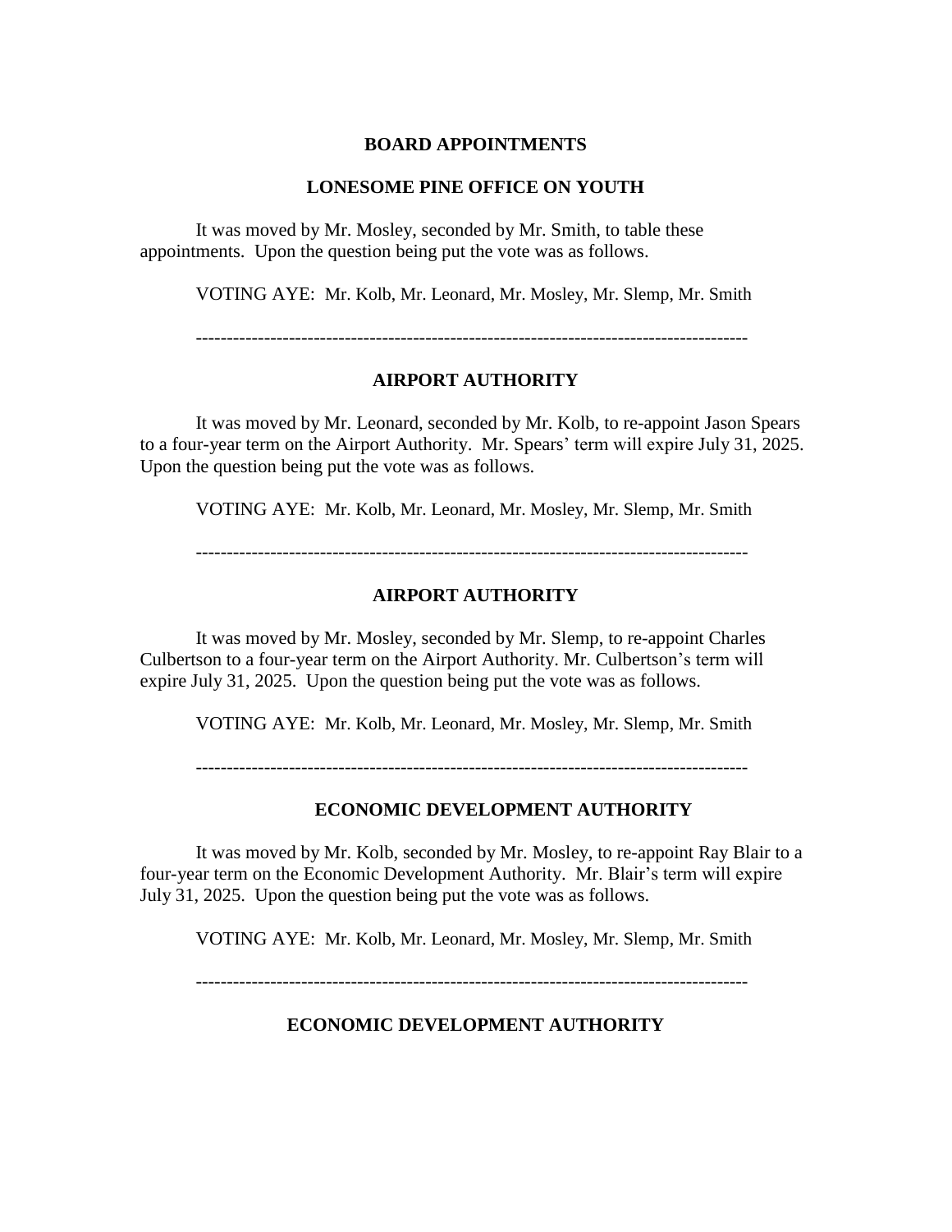## BOARD APPOINTMENTS

### LONESOME PINE OFFICE ON YOUTH

It was moved by Mr. Mosley, seconded by Mr. Smith, to table these appointments. Upon the question being put the vote was as follows.

VOTING AYE: Mr. Kolb, Mr. Leonard, Mr. Mosley, Mr. Slemp, Mr. Smith

------------------------------------------------------------------------------------------

### AIRPORT AUTHORITY

It was moved by Mr. Leonard, seconded by Mr. Kolb, to re-appoint Jason Spears to a four-year term on the Airport Authority. Mr. Spears' term will expire July 31, 2025. Upon the question being put the vote was as follows.

VOTING AYE: Mr. Kolb, Mr. Leonard, Mr. Mosley, Mr. Slemp, Mr. Smith

------------------------------------------------------------------------------------------

### AIRPORT AUTHORITY

It was moved by Mr. Mosley, seconded by Mr. Slemp, to re-appoint Charles Culbertson to a four-year term on the Airport Authority. Mr. Culbertson's term will expire July 31, 2025. Upon the question being put the vote was as follows.

VOTING AYE: Mr. Kolb, Mr. Leonard, Mr. Mosley, Mr. Slemp, Mr. Smith

------------------------------------------------------------------------------------------

### ECONOMIC DEVELOPMENT AUTHORITY

It was moved by Mr. Kolb, seconded by Mr. Mosley, to re-appoint Ray Blair to a four-year term on the Economic Development Authority. Mr. Blair's term will expire July 31, 2025. Upon the question being put the vote was as follows.

VOTING AYE: Mr. Kolb, Mr. Leonard, Mr. Mosley, Mr. Slemp, Mr. Smith

------------------------------------------------------------------------------------------

### ECONOMIC DEVELOPMENT AUTHORITY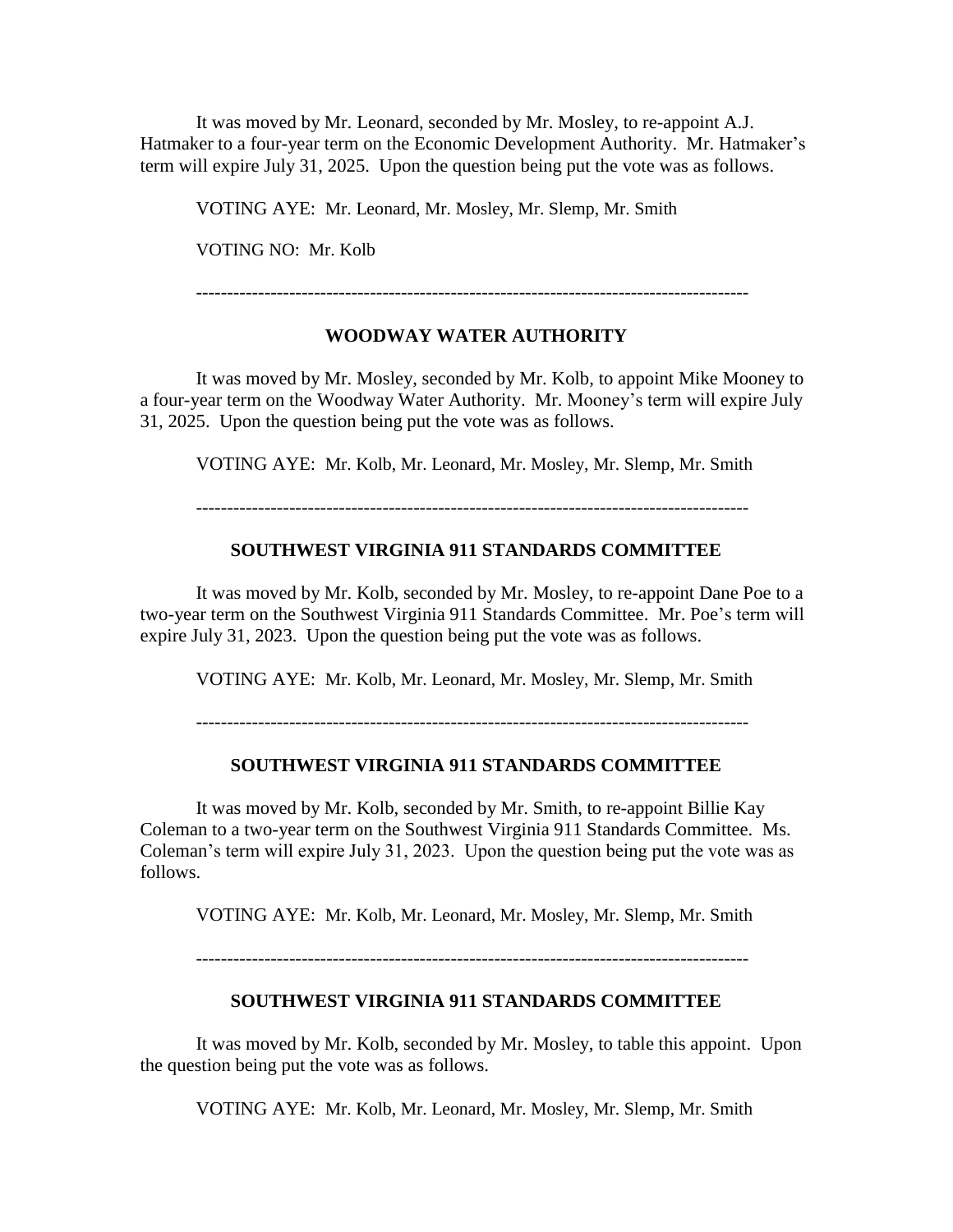It was moved by Mr. Leonard, seconded by Mr. Mosley, to re-appoint A.J. Hatmaker to a four-year term on the Economic Development Authority. Mr. Hatmaker's term will expire July 31, 2025. Upon the question being put the vote was as follows.

VOTING AYE: Mr. Leonard, Mr. Mosley, Mr. Slemp, Mr. Smith

VOTING NO: Mr. Kolb

-----------------------------------------------------------------------------------------

**WOODWAY WATER AUTHORITY**

It was moved by Mr. Mosley, seconded by Mr. Kolb, to appoint Mike Mooney to a four-year term on the Woodway Water Authority. Mr. Mooney's term will expire July 31, 2025. Upon the question being put the vote was as follows.

VOTING AYE: Mr. Kolb, Mr. Leonard, Mr. Mosley, Mr. Slemp, Mr. Smith

-----------------------------------------------------------------------------------------

**SOUTHWEST VIRGINIA 911 STANDARDS COMMITTEE**

It was moved by Mr. Kolb, seconded by Mr. Mosley, to re-appoint Dane Poe to a two-year term on the Southwest Virginia 911 Standards Committee. Mr. Poe's term will expire July 31, 2023. Upon the question being put the vote was as follows.

VOTING AYE: Mr. Kolb, Mr. Leonard, Mr. Mosley, Mr. Slemp, Mr. Smith

-----------------------------------------------------------------------------------------

**SOUTHWEST VIRGINIA 911 STANDARDS COMMITTEE**

It was moved by Mr. Kolb, seconded by Mr. Smith, to re-appoint Billie Kay Coleman to a two-year term on the Southwest Virginia 911 Standards Committee. Ms. Coleman's term will expire July 31, 2023. Upon the question being put the vote was as follows.

VOTING AYE: Mr. Kolb, Mr. Leonard, Mr. Mosley, Mr. Slemp, Mr. Smith

-----------------------------------------------------------------------------------------

**SOUTHWEST VIRGINIA 911 STANDARDS COMMITTEE**

It was moved by Mr. Kolb, seconded by Mr. Mosley, to table this appoint. Upon the question being put the vote was as follows.

VOTING AYE: Mr. Kolb, Mr. Leonard, Mr. Mosley, Mr. Slemp, Mr. Smith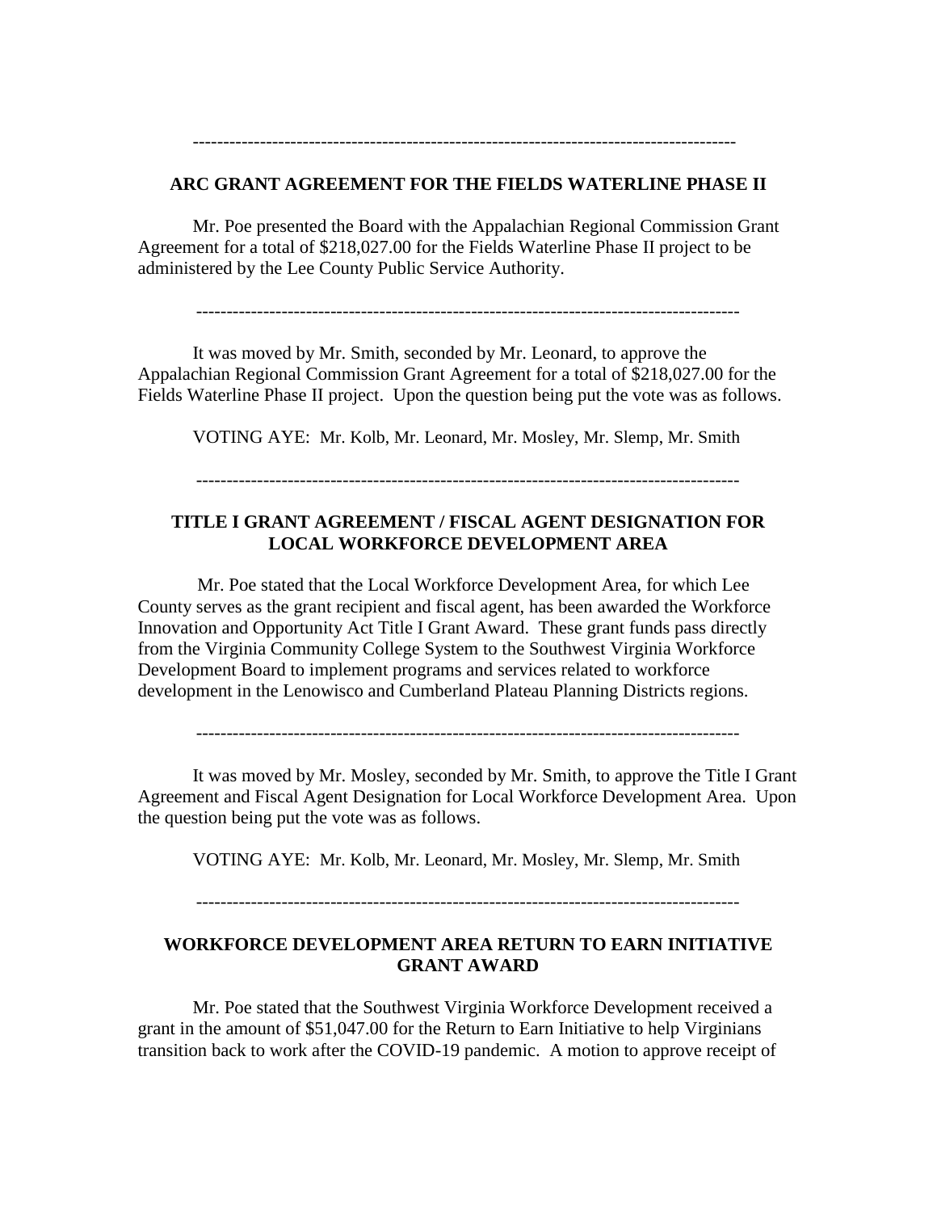---

**ARC GRANT AGREEMENT FOR THE FIELDS WATERLINE PHASE II**

Mr. Poe presented the Board with the Appalachian Regional Commission Grant Agreement for a total of $218,027.00 for the Fields Waterline Phase II project to be administered by the Lee County Public Service Authority.

---

It was moved by Mr. Smith, seconded by Mr. Leonard, to approve the Appalachian Regional Commission Grant Agreement for a total of $218,027.00 for the Fields Waterline Phase II project. Upon the question being put the vote was as follows.

VOTING AYE: Mr. Kolb, Mr. Leonard, Mr. Mosley, Mr. Slemp, Mr. Smith

---

**TITLE I GRANT AGREEMENT / FISCAL AGENT DESIGNATION FOR LOCAL WORKFORCE DEVELOPMENT AREA**

Mr. Poe stated that the Local Workforce Development Area, for which Lee County serves as the grant recipient and fiscal agent, has been awarded the Workforce Innovation and Opportunity Act Title I Grant Award. These grant funds pass directly from the Virginia Community College System to the Southwest Virginia Workforce Development Board to implement programs and services related to workforce development in the Lenowisco and Cumberland Plateau Planning Districts regions.

---

It was moved by Mr. Mosley, seconded by Mr. Smith, to approve the Title I Grant Agreement and Fiscal Agent Designation for Local Workforce Development Area. Upon the question being put the vote was as follows.

VOTING AYE: Mr. Kolb, Mr. Leonard, Mr. Mosley, Mr. Slemp, Mr. Smith

---

**WORKFORCE DEVELOPMENT AREA RETURN TO EARN INITIATIVE GRANT AWARD**

Mr. Poe stated that the Southwest Virginia Workforce Development received a grant in the amount of $51,047.00 for the Return to Earn Initiative to help Virginians transition back to work after the COVID-19 pandemic. A motion to approve receipt of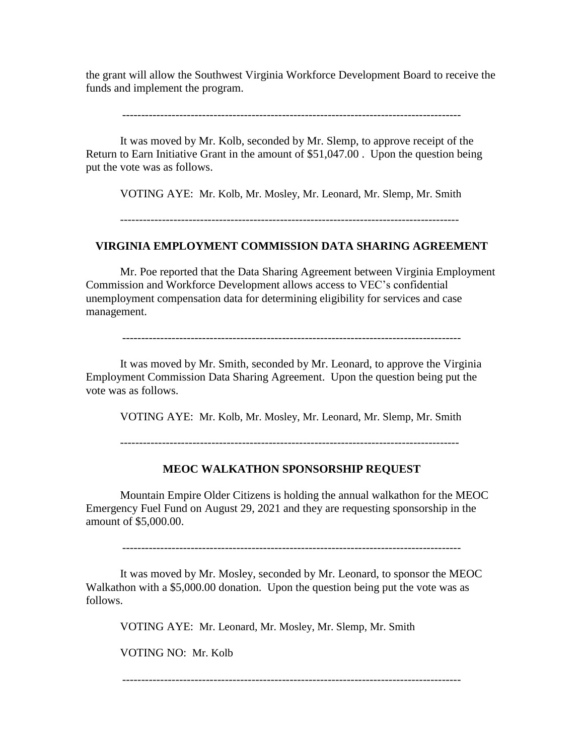the grant will allow the Southwest Virginia Workforce Development Board to receive the funds and implement the program.

-----------------------------------------------------------------------------------------

It was moved by Mr. Kolb, seconded by Mr. Slemp, to approve receipt of the Return to Earn Initiative Grant in the amount of $51,047.00 . Upon the question being put the vote was as follows.

VOTING AYE: Mr. Kolb, Mr. Mosley, Mr. Leonard, Mr. Slemp, Mr. Smith

-----------------------------------------------------------------------------------------

## VIRGINIA EMPLOYMENT COMMISSION DATA SHARING AGREEMENT

Mr. Poe reported that the Data Sharing Agreement between Virginia Employment Commission and Workforce Development allows access to VEC's confidential unemployment compensation data for determining eligibility for services and case management.

-----------------------------------------------------------------------------------------

It was moved by Mr. Smith, seconded by Mr. Leonard, to approve the Virginia Employment Commission Data Sharing Agreement. Upon the question being put the vote was as follows.

VOTING AYE: Mr. Kolb, Mr. Mosley, Mr. Leonard, Mr. Slemp, Mr. Smith

-----------------------------------------------------------------------------------------

## MEOC WALKATHON SPONSORSHIP REQUEST

Mountain Empire Older Citizens is holding the annual walkathon for the MEOC Emergency Fuel Fund on August 29, 2021 and they are requesting sponsorship in the amount of $5,000.00.

-----------------------------------------------------------------------------------------

It was moved by Mr. Mosley, seconded by Mr. Leonard, to sponsor the MEOC Walkathon with a $5,000.00 donation. Upon the question being put the vote was as follows.

VOTING AYE: Mr. Leonard, Mr. Mosley, Mr. Slemp, Mr. Smith

VOTING NO: Mr. Kolb

-----------------------------------------------------------------------------------------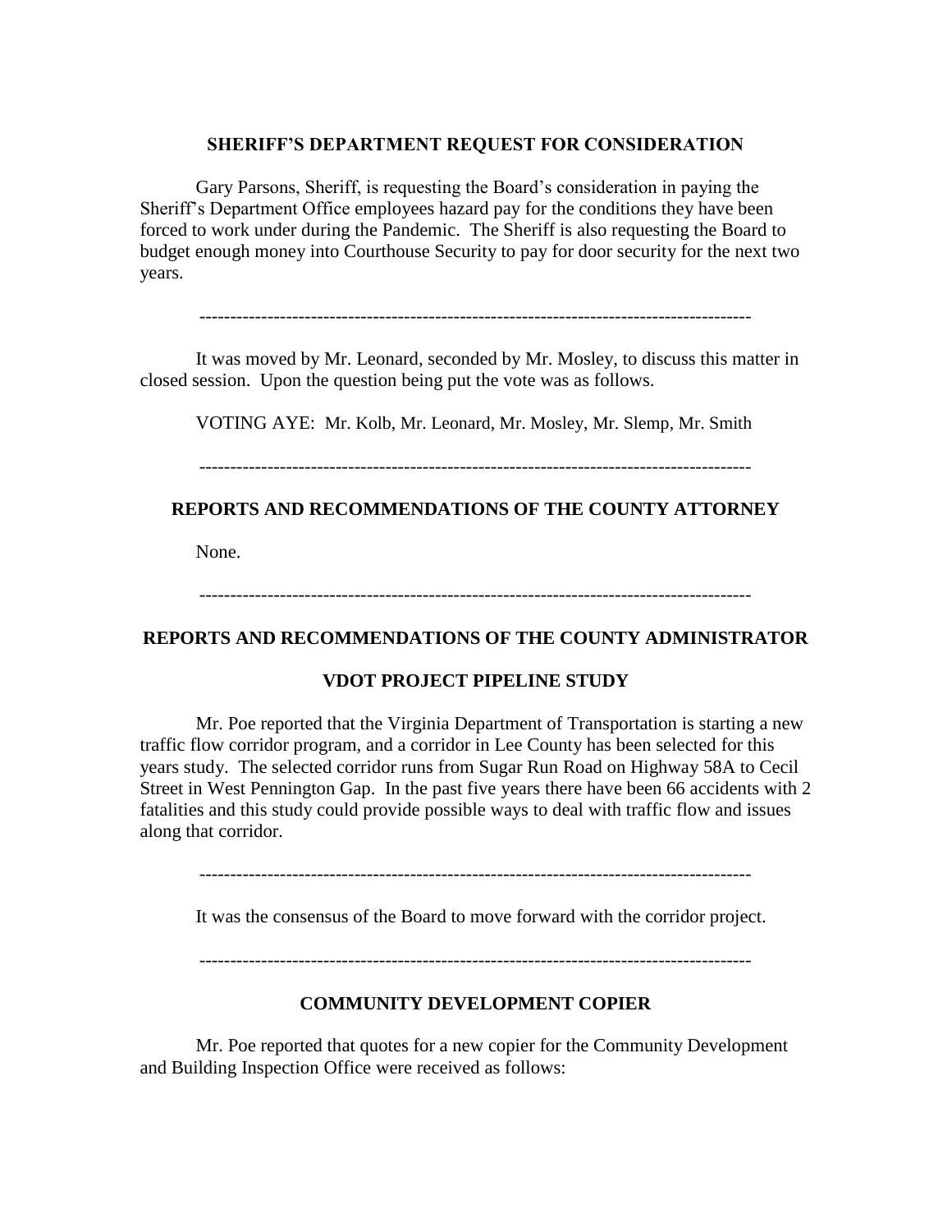## SHERIFF'S DEPARTMENT REQUEST FOR CONSIDERATION

Gary Parsons, Sheriff, is requesting the Board's consideration in paying the Sheriff's Department Office employees hazard pay for the conditions they have been forced to work under during the Pandemic. The Sheriff is also requesting the Board to budget enough money into Courthouse Security to pay for door security for the next two years.

---

It was moved by Mr. Leonard, seconded by Mr. Mosley, to discuss this matter in closed session. Upon the question being put the vote was as follows.

VOTING AYE: Mr. Kolb, Mr. Leonard, Mr. Mosley, Mr. Slemp, Mr. Smith

---

## REPORTS AND RECOMMENDATIONS OF THE COUNTY ATTORNEY

None.

---

## REPORTS AND RECOMMENDATIONS OF THE COUNTY ADMINISTRATOR

### VDOT PROJECT PIPELINE STUDY

Mr. Poe reported that the Virginia Department of Transportation is starting a new traffic flow corridor program, and a corridor in Lee County has been selected for this years study. The selected corridor runs from Sugar Run Road on Highway 58A to Cecil Street in West Pennington Gap. In the past five years there have been 66 accidents with 2 fatalities and this study could provide possible ways to deal with traffic flow and issues along that corridor.

---

It was the consensus of the Board to move forward with the corridor project.

---

### COMMUNITY DEVELOPMENT COPIER

Mr. Poe reported that quotes for a new copier for the Community Development and Building Inspection Office were received as follows: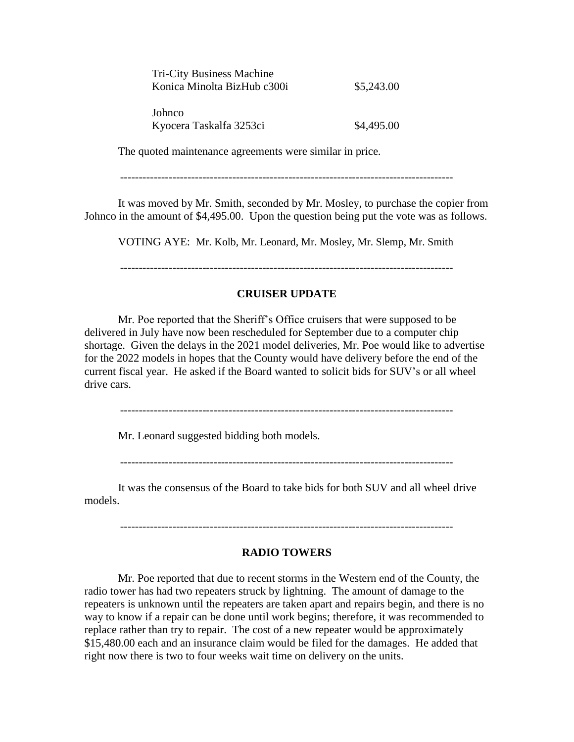| | |
|---|---|
| Tri-City Business Machine<br>Konica Minolta BizHub c300i | \$5,243.00 |
| Johnco<br>Kyocera Taskalfa 3253ci | \$4,495.00 |

The quoted maintenance agreements were similar in price.

---

It was moved by Mr. Smith, seconded by Mr. Mosley, to purchase the copier from Johnco in the amount of \$4,495.00. Upon the question being put the vote was as follows.

VOTING AYE: Mr. Kolb, Mr. Leonard, Mr. Mosley, Mr. Slemp, Mr. Smith

---

## CRUISER UPDATE

Mr. Poe reported that the Sheriff's Office cruisers that were supposed to be delivered in July have now been rescheduled for September due to a computer chip shortage. Given the delays in the 2021 model deliveries, Mr. Poe would like to advertise for the 2022 models in hopes that the County would have delivery before the end of the current fiscal year. He asked if the Board wanted to solicit bids for SUV's or all wheel drive cars.

---

Mr. Leonard suggested bidding both models.

---

It was the consensus of the Board to take bids for both SUV and all wheel drive models.

---

## RADIO TOWERS

Mr. Poe reported that due to recent storms in the Western end of the County, the radio tower has had two repeaters struck by lightning. The amount of damage to the repeaters is unknown until the repeaters are taken apart and repairs begin, and there is no way to know if a repair can be done until work begins; therefore, it was recommended to replace rather than try to repair. The cost of a new repeater would be approximately \$15,480.00 each and an insurance claim would be filed for the damages. He added that right now there is two to four weeks wait time on delivery on the units.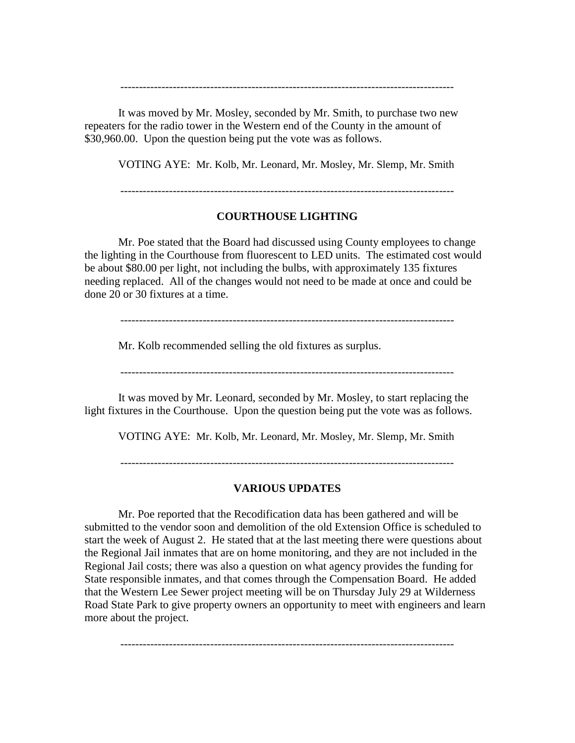-------------------------------------------------------------------------------------------

It was moved by Mr. Mosley, seconded by Mr. Smith, to purchase two new repeaters for the radio tower in the Western end of the County in the amount of $30,960.00. Upon the question being put the vote was as follows.

VOTING AYE: Mr. Kolb, Mr. Leonard, Mr. Mosley, Mr. Slemp, Mr. Smith

-------------------------------------------------------------------------------------------

**COURTHOUSE LIGHTING**

Mr. Poe stated that the Board had discussed using County employees to change the lighting in the Courthouse from fluorescent to LED units. The estimated cost would be about $80.00 per light, not including the bulbs, with approximately 135 fixtures needing replaced. All of the changes would not need to be made at once and could be done 20 or 30 fixtures at a time.

-------------------------------------------------------------------------------------------

Mr. Kolb recommended selling the old fixtures as surplus.

-------------------------------------------------------------------------------------------

It was moved by Mr. Leonard, seconded by Mr. Mosley, to start replacing the light fixtures in the Courthouse. Upon the question being put the vote was as follows.

VOTING AYE: Mr. Kolb, Mr. Leonard, Mr. Mosley, Mr. Slemp, Mr. Smith

-------------------------------------------------------------------------------------------

**VARIOUS UPDATES**

Mr. Poe reported that the Recodification data has been gathered and will be submitted to the vendor soon and demolition of the old Extension Office is scheduled to start the week of August 2. He stated that at the last meeting there were questions about the Regional Jail inmates that are on home monitoring, and they are not included in the Regional Jail costs; there was also a question on what agency provides the funding for State responsible inmates, and that comes through the Compensation Board. He added that the Western Lee Sewer project meeting will be on Thursday July 29 at Wilderness Road State Park to give property owners an opportunity to meet with engineers and learn more about the project.

-------------------------------------------------------------------------------------------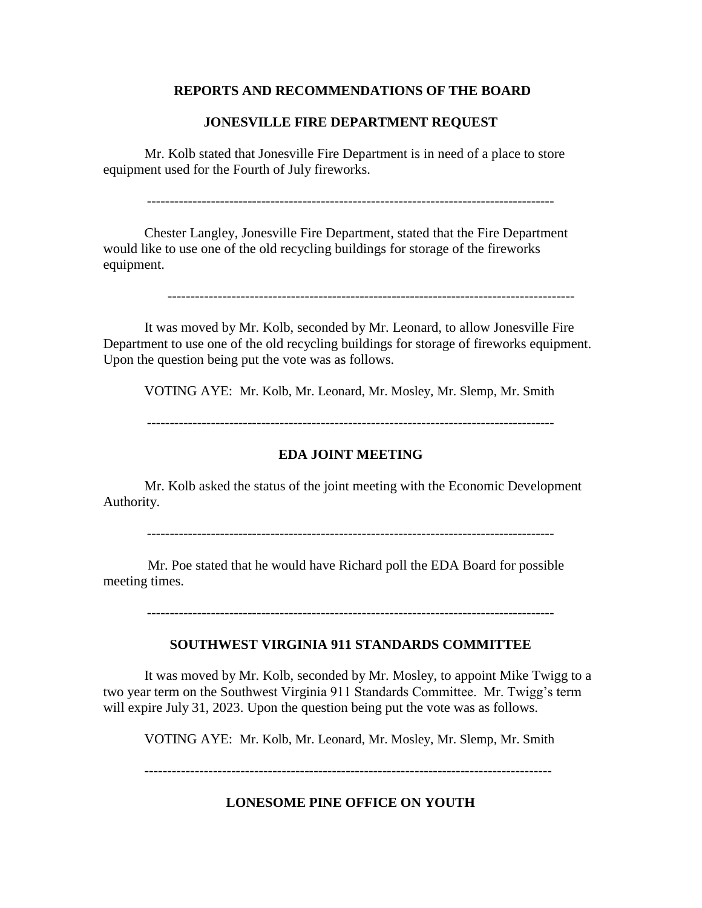## REPORTS AND RECOMMENDATIONS OF THE BOARD

### JONESVILLE FIRE DEPARTMENT REQUEST

Mr. Kolb stated that Jonesville Fire Department is in need of a place to store equipment used for the Fourth of July fireworks.

---

Chester Langley, Jonesville Fire Department, stated that the Fire Department would like to use one of the old recycling buildings for storage of the fireworks equipment.

---

It was moved by Mr. Kolb, seconded by Mr. Leonard, to allow Jonesville Fire Department to use one of the old recycling buildings for storage of fireworks equipment. Upon the question being put the vote was as follows.

VOTING AYE: Mr. Kolb, Mr. Leonard, Mr. Mosley, Mr. Slemp, Mr. Smith

---

### EDA JOINT MEETING

Mr. Kolb asked the status of the joint meeting with the Economic Development Authority.

---

Mr. Poe stated that he would have Richard poll the EDA Board for possible meeting times.

---

### SOUTHWEST VIRGINIA 911 STANDARDS COMMITTEE

It was moved by Mr. Kolb, seconded by Mr. Mosley, to appoint Mike Twigg to a two year term on the Southwest Virginia 911 Standards Committee. Mr. Twigg's term will expire July 31, 2023. Upon the question being put the vote was as follows.

VOTING AYE: Mr. Kolb, Mr. Leonard, Mr. Mosley, Mr. Slemp, Mr. Smith

---

### LONESOME PINE OFFICE ON YOUTH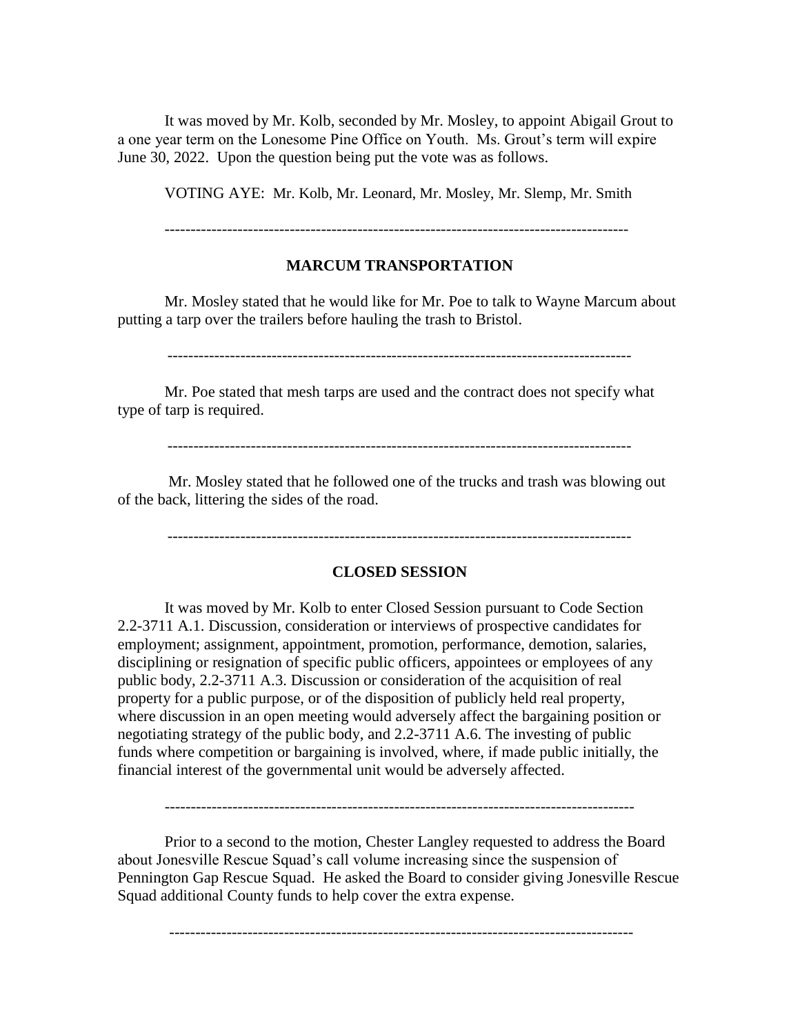It was moved by Mr. Kolb, seconded by Mr. Mosley, to appoint Abigail Grout to a one year term on the Lonesome Pine Office on Youth. Ms. Grout's term will expire June 30, 2022. Upon the question being put the vote was as follows.

VOTING AYE: Mr. Kolb, Mr. Leonard, Mr. Mosley, Mr. Slemp, Mr. Smith

---

## MARCUM TRANSPORTATION

Mr. Mosley stated that he would like for Mr. Poe to talk to Wayne Marcum about putting a tarp over the trailers before hauling the trash to Bristol.

---

Mr. Poe stated that mesh tarps are used and the contract does not specify what type of tarp is required.

---

Mr. Mosley stated that he followed one of the trucks and trash was blowing out of the back, littering the sides of the road.

---

## CLOSED SESSION

It was moved by Mr. Kolb to enter Closed Session pursuant to Code Section 2.2-3711 A.1. Discussion, consideration or interviews of prospective candidates for employment; assignment, appointment, promotion, performance, demotion, salaries, disciplining or resignation of specific public officers, appointees or employees of any public body, 2.2-3711 A.3. Discussion or consideration of the acquisition of real property for a public purpose, or of the disposition of publicly held real property, where discussion in an open meeting would adversely affect the bargaining position or negotiating strategy of the public body, and 2.2-3711 A.6. The investing of public funds where competition or bargaining is involved, where, if made public initially, the financial interest of the governmental unit would be adversely affected.

---

Prior to a second to the motion, Chester Langley requested to address the Board about Jonesville Rescue Squad's call volume increasing since the suspension of Pennington Gap Rescue Squad. He asked the Board to consider giving Jonesville Rescue Squad additional County funds to help cover the extra expense.

---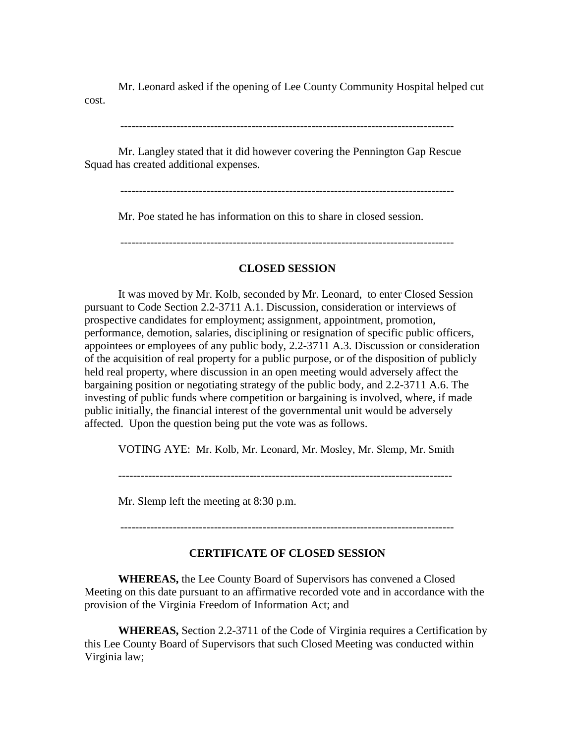Mr. Leonard asked if the opening of Lee County Community Hospital helped cut cost.

-----------------------------------------------------------------------------------------

Mr. Langley stated that it did however covering the Pennington Gap Rescue Squad has created additional expenses.

-----------------------------------------------------------------------------------------

Mr. Poe stated he has information on this to share in closed session.

-----------------------------------------------------------------------------------------

## CLOSED SESSION

It was moved by Mr. Kolb, seconded by Mr. Leonard, to enter Closed Session pursuant to Code Section 2.2-3711 A.1. Discussion, consideration or interviews of prospective candidates for employment; assignment, appointment, promotion, performance, demotion, salaries, disciplining or resignation of specific public officers, appointees or employees of any public body, 2.2-3711 A.3. Discussion or consideration of the acquisition of real property for a public purpose, or of the disposition of publicly held real property, where discussion in an open meeting would adversely affect the bargaining position or negotiating strategy of the public body, and 2.2-3711 A.6. The investing of public funds where competition or bargaining is involved, where, if made public initially, the financial interest of the governmental unit would be adversely affected. Upon the question being put the vote was as follows.

VOTING AYE: Mr. Kolb, Mr. Leonard, Mr. Mosley, Mr. Slemp, Mr. Smith

-----------------------------------------------------------------------------------------

Mr. Slemp left the meeting at 8:30 p.m.

-----------------------------------------------------------------------------------------

## CERTIFICATE OF CLOSED SESSION

**WHEREAS,** the Lee County Board of Supervisors has convened a Closed Meeting on this date pursuant to an affirmative recorded vote and in accordance with the provision of the Virginia Freedom of Information Act; and

**WHEREAS,** Section 2.2-3711 of the Code of Virginia requires a Certification by this Lee County Board of Supervisors that such Closed Meeting was conducted within Virginia law;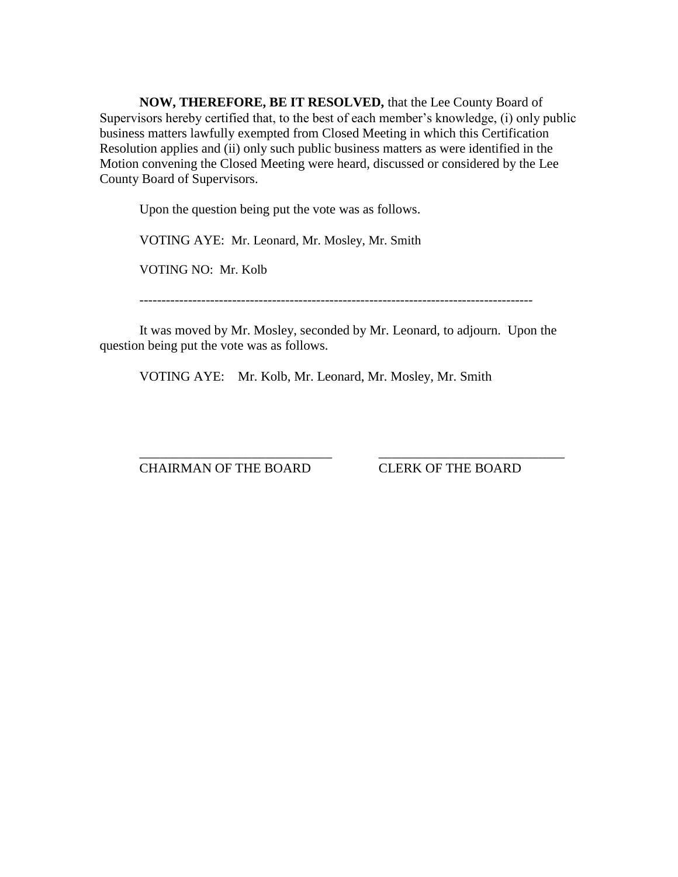**NOW, THEREFORE, BE IT RESOLVED,** that the Lee County Board of Supervisors hereby certified that, to the best of each member's knowledge, (i) only public business matters lawfully exempted from Closed Meeting in which this Certification Resolution applies and (ii) only such public business matters as were identified in the Motion convening the Closed Meeting were heard, discussed or considered by the Lee County Board of Supervisors.

Upon the question being put the vote was as follows.

VOTING AYE: Mr. Leonard, Mr. Mosley, Mr. Smith

VOTING NO: Mr. Kolb

---

It was moved by Mr. Mosley, seconded by Mr. Leonard, to adjourn. Upon the question being put the vote was as follows.

VOTING AYE: Mr. Kolb, Mr. Leonard, Mr. Mosley, Mr. Smith

\_\_\_\_\_\_\_\_\_\_\_\_\_\_\_\_\_\_\_\_\_\_\_\_\_\_\_\_\_\_ CHAIRMAN OF THE BOARD

\_\_\_\_\_\_\_\_\_\_\_\_\_\_\_\_\_\_\_\_\_\_\_\_\_\_\_\_\_\_ CLERK OF THE BOARD